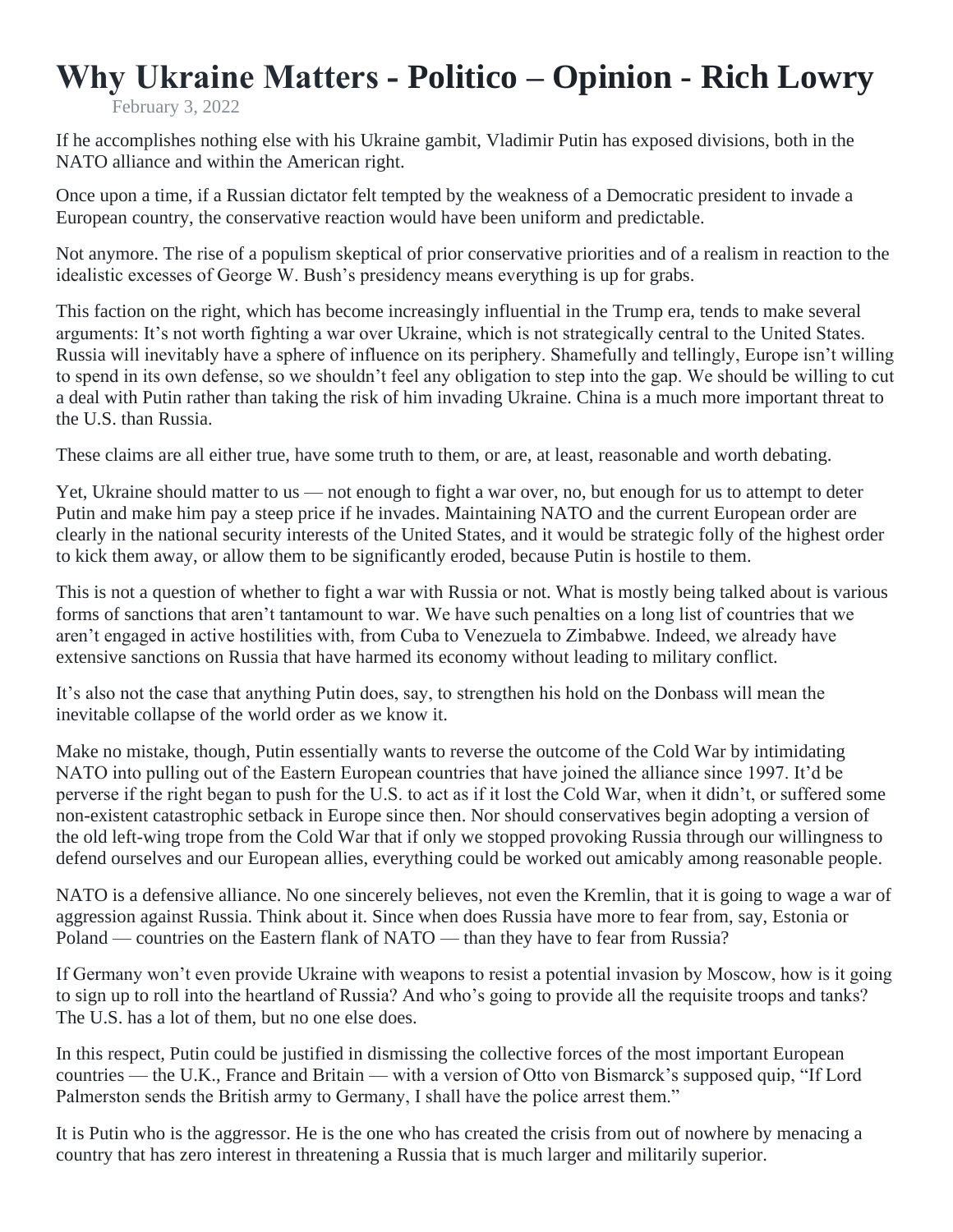# Why Ukraine Matters - Politico – Opinion - Rich Lowry

February 3, 2022

If he accomplishes nothing else with his Ukraine gambit, Vladimir Putin has exposed divisions, both in the NATO alliance and within the American right.

Once upon a time, if a Russian dictator felt tempted by the weakness of a Democratic president to invade a European country, the conservative reaction would have been uniform and predictable.

Not anymore. The rise of a populism skeptical of prior conservative priorities and of a realism in reaction to the idealistic excesses of George W. Bush's presidency means everything is up for grabs.

This faction on the right, which has become increasingly influential in the Trump era, tends to make several arguments: It's not worth fighting a war over Ukraine, which is not strategically central to the United States. Russia will inevitably have a sphere of influence on its periphery. Shamefully and tellingly, Europe isn't willing to spend in its own defense, so we shouldn't feel any obligation to step into the gap. We should be willing to cut a deal with Putin rather than taking the risk of him invading Ukraine. China is a much more important threat to the U.S. than Russia.

These claims are all either true, have some truth to them, or are, at least, reasonable and worth debating.

Yet, Ukraine should matter to us — not enough to fight a war over, no, but enough for us to attempt to deter Putin and make him pay a steep price if he invades. Maintaining NATO and the current European order are clearly in the national security interests of the United States, and it would be strategic folly of the highest order to kick them away, or allow them to be significantly eroded, because Putin is hostile to them.

This is not a question of whether to fight a war with Russia or not. What is mostly being talked about is various forms of sanctions that aren't tantamount to war. We have such penalties on a long list of countries that we aren't engaged in active hostilities with, from Cuba to Venezuela to Zimbabwe. Indeed, we already have extensive sanctions on Russia that have harmed its economy without leading to military conflict.

It's also not the case that anything Putin does, say, to strengthen his hold on the Donbass will mean the inevitable collapse of the world order as we know it.

Make no mistake, though, Putin essentially wants to reverse the outcome of the Cold War by intimidating NATO into pulling out of the Eastern European countries that have joined the alliance since 1997. It'd be perverse if the right began to push for the U.S. to act as if it lost the Cold War, when it didn't, or suffered some non-existent catastrophic setback in Europe since then. Nor should conservatives begin adopting a version of the old left-wing trope from the Cold War that if only we stopped provoking Russia through our willingness to defend ourselves and our European allies, everything could be worked out amicably among reasonable people.

NATO is a defensive alliance. No one sincerely believes, not even the Kremlin, that it is going to wage a war of aggression against Russia. Think about it. Since when does Russia have more to fear from, say, Estonia or Poland — countries on the Eastern flank of NATO — than they have to fear from Russia?

If Germany won't even provide Ukraine with weapons to resist a potential invasion by Moscow, how is it going to sign up to roll into the heartland of Russia? And who's going to provide all the requisite troops and tanks? The U.S. has a lot of them, but no one else does.

In this respect, Putin could be justified in dismissing the collective forces of the most important European countries — the U.K., France and Britain — with a version of Otto von Bismarck's supposed quip, "If Lord Palmerston sends the British army to Germany, I shall have the police arrest them."

It is Putin who is the aggressor. He is the one who has created the crisis from out of nowhere by menacing a country that has zero interest in threatening a Russia that is much larger and militarily superior.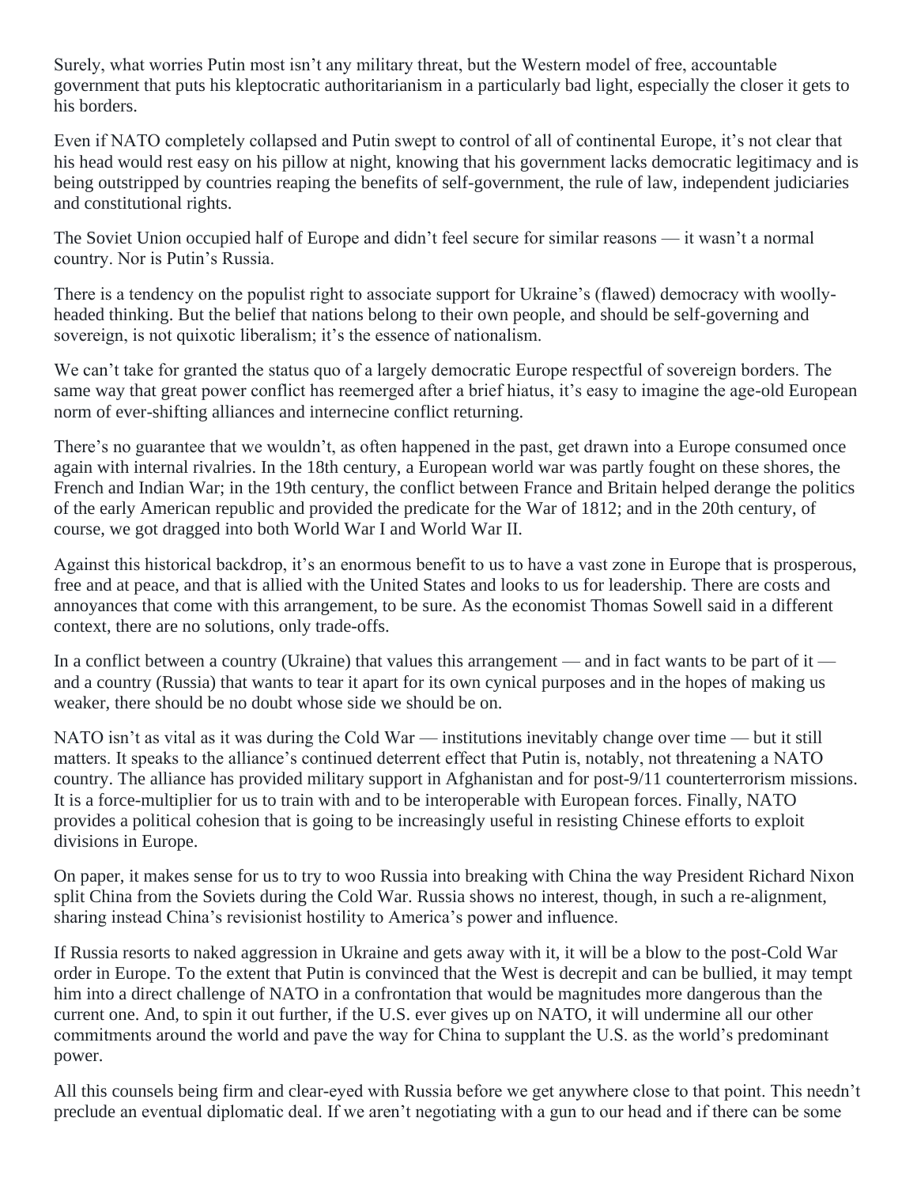Surely, what worries Putin most isn't any military threat, but the Western model of free, accountable government that puts his kleptocratic authoritarianism in a particularly bad light, especially the closer it gets to his borders.

Even if NATO completely collapsed and Putin swept to control of all of continental Europe, it's not clear that his head would rest easy on his pillow at night, knowing that his government lacks democratic legitimacy and is being outstripped by countries reaping the benefits of self-government, the rule of law, independent judiciaries and constitutional rights.

The Soviet Union occupied half of Europe and didn't feel secure for similar reasons — it wasn't a normal country. Nor is Putin's Russia.

There is a tendency on the populist right to associate support for Ukraine's (flawed) democracy with woolly-headed thinking. But the belief that nations belong to their own people, and should be self-governing and sovereign, is not quixotic liberalism; it's the essence of nationalism.

We can't take for granted the status quo of a largely democratic Europe respectful of sovereign borders. The same way that great power conflict has reemerged after a brief hiatus, it's easy to imagine the age-old European norm of ever-shifting alliances and internecine conflict returning.

There's no guarantee that we wouldn't, as often happened in the past, get drawn into a Europe consumed once again with internal rivalries. In the 18th century, a European world war was partly fought on these shores, the French and Indian War; in the 19th century, the conflict between France and Britain helped derange the politics of the early American republic and provided the predicate for the War of 1812; and in the 20th century, of course, we got dragged into both World War I and World War II.

Against this historical backdrop, it's an enormous benefit to us to have a vast zone in Europe that is prosperous, free and at peace, and that is allied with the United States and looks to us for leadership. There are costs and annoyances that come with this arrangement, to be sure. As the economist Thomas Sowell said in a different context, there are no solutions, only trade-offs.

In a conflict between a country (Ukraine) that values this arrangement — and in fact wants to be part of it — and a country (Russia) that wants to tear it apart for its own cynical purposes and in the hopes of making us weaker, there should be no doubt whose side we should be on.

NATO isn't as vital as it was during the Cold War — institutions inevitably change over time — but it still matters. It speaks to the alliance's continued deterrent effect that Putin is, notably, not threatening a NATO country. The alliance has provided military support in Afghanistan and for post-9/11 counterterrorism missions. It is a force-multiplier for us to train with and to be interoperable with European forces. Finally, NATO provides a political cohesion that is going to be increasingly useful in resisting Chinese efforts to exploit divisions in Europe.

On paper, it makes sense for us to try to woo Russia into breaking with China the way President Richard Nixon split China from the Soviets during the Cold War. Russia shows no interest, though, in such a re-alignment, sharing instead China's revisionist hostility to America's power and influence.

If Russia resorts to naked aggression in Ukraine and gets away with it, it will be a blow to the post-Cold War order in Europe. To the extent that Putin is convinced that the West is decrepit and can be bullied, it may tempt him into a direct challenge of NATO in a confrontation that would be magnitudes more dangerous than the current one. And, to spin it out further, if the U.S. ever gives up on NATO, it will undermine all our other commitments around the world and pave the way for China to supplant the U.S. as the world's predominant power.

All this counsels being firm and clear-eyed with Russia before we get anywhere close to that point. This needn't preclude an eventual diplomatic deal. If we aren't negotiating with a gun to our head and if there can be some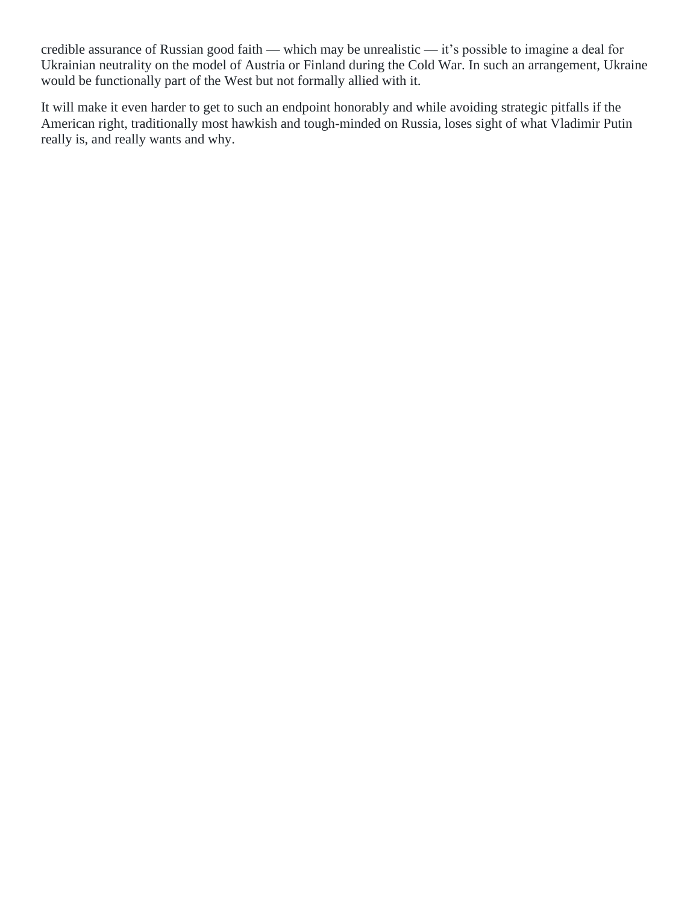credible assurance of Russian good faith — which may be unrealistic — it's possible to imagine a deal for Ukrainian neutrality on the model of Austria or Finland during the Cold War. In such an arrangement, Ukraine would be functionally part of the West but not formally allied with it.

It will make it even harder to get to such an endpoint honorably and while avoiding strategic pitfalls if the American right, traditionally most hawkish and tough-minded on Russia, loses sight of what Vladimir Putin really is, and really wants and why.